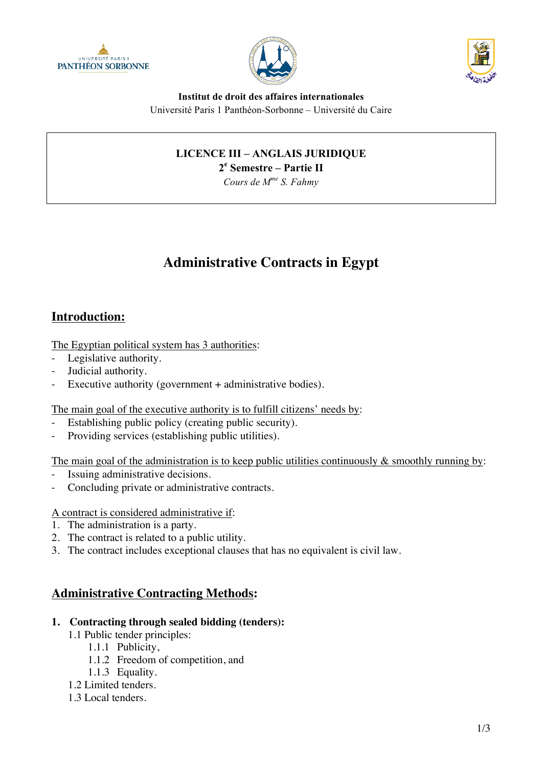**Institut de droit des affaires internationales**
Université Paris 1 Panthéon-Sorbonne – Université du Caire

**LICENCE III – ANGLAIS JURIDIQUE**
**2e Semestre – Partie II**
*Cours de Mme S. Fahmy*

# Administrative Contracts in Egypt

## Introduction:

The Egyptian political system has 3 authorities:

- Legislative authority.
- Judicial authority.
- Executive authority (government + administrative bodies).

The main goal of the executive authority is to fulfill citizens' needs by:

- Establishing public policy (creating public security).
- Providing services (establishing public utilities).

The main goal of the administration is to keep public utilities continuously & smoothly running by:

- Issuing administrative decisions.
- Concluding private or administrative contracts.

A contract is considered administrative if:

1. The administration is a party.
2. The contract is related to a public utility.
3. The contract includes exceptional clauses that has no equivalent is civil law.

## Administrative Contracting Methods:

1. **Contracting through sealed bidding (tenders):**
   - 1.1 Public tender principles:
     - 1.1.1 Publicity,
     - 1.1.2 Freedom of competition, and
     - 1.1.3 Equality.
   - 1.2 Limited tenders.
   - 1.3 Local tenders.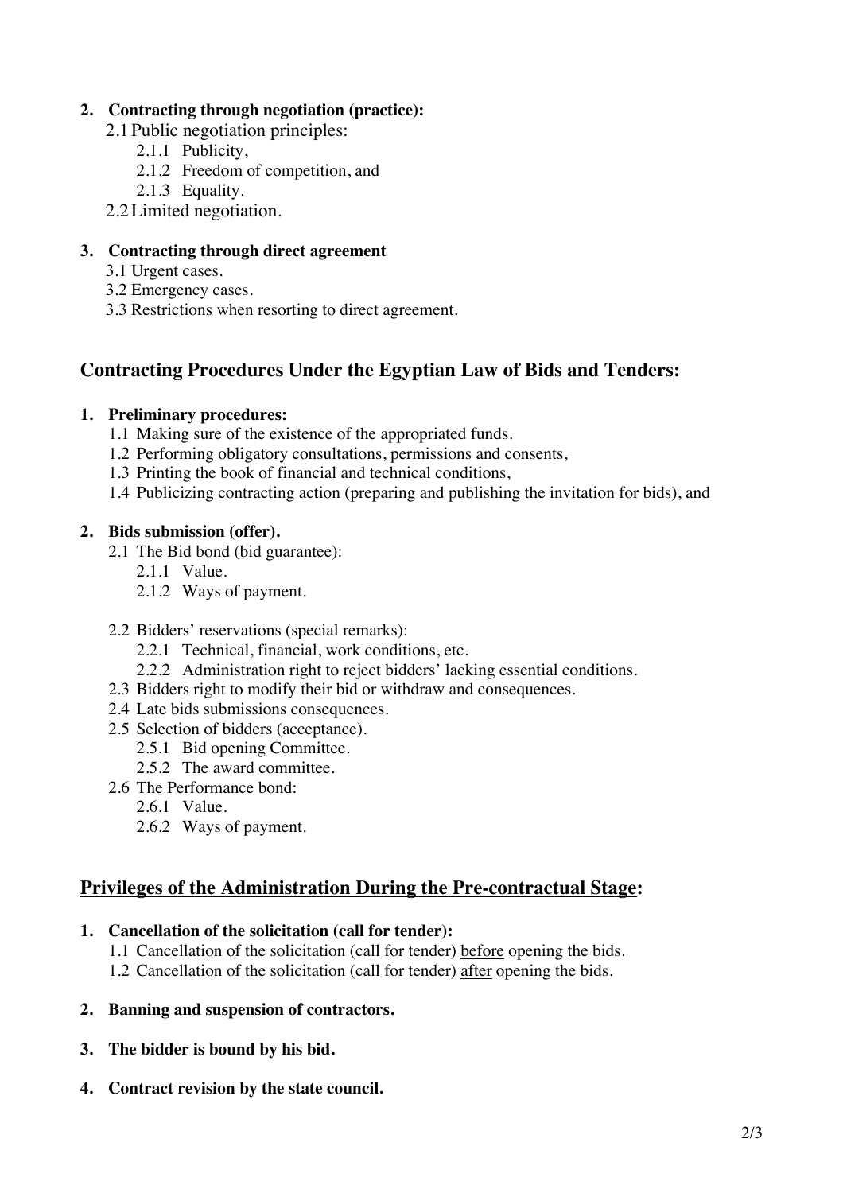2. **Contracting through negotiation (practice):**
   - 2.1 Public negotiation principles:
     - 2.1.1 Publicity,
     - 2.1.2 Freedom of competition, and
     - 2.1.3 Equality.
   - 2.2 Limited negotiation.

3. **Contracting through direct agreement**
   - 3.1 Urgent cases.
   - 3.2 Emergency cases.
   - 3.3 Restrictions when resorting to direct agreement.

## <u>Contracting Procedures Under the Egyptian Law of Bids and Tenders</u>:

1. **Preliminary procedures:**
   - 1.1 Making sure of the existence of the appropriated funds.
   - 1.2 Performing obligatory consultations, permissions and consents,
   - 1.3 Printing the book of financial and technical conditions,
   - 1.4 Publicizing contracting action (preparing and publishing the invitation for bids), and

2. **Bids submission (offer).**
   - 2.1 The Bid bond (bid guarantee):
     - 2.1.1 Value.
     - 2.1.2 Ways of payment.
   - 2.2 Bidders' reservations (special remarks):
     - 2.2.1 Technical, financial, work conditions, etc.
     - 2.2.2 Administration right to reject bidders' lacking essential conditions.
   - 2.3 Bidders right to modify their bid or withdraw and consequences.
   - 2.4 Late bids submissions consequences.
   - 2.5 Selection of bidders (acceptance).
     - 2.5.1 Bid opening Committee.
     - 2.5.2 The award committee.
   - 2.6 The Performance bond:
     - 2.6.1 Value.
     - 2.6.2 Ways of payment.

## <u>Privileges of the Administration During the Pre-contractual Stage</u>:

1. **Cancellation of the solicitation (call for tender):**
   - 1.1 Cancellation of the solicitation (call for tender) <u>before</u> opening the bids.
   - 1.2 Cancellation of the solicitation (call for tender) <u>after</u> opening the bids.

2. **Banning and suspension of contractors.**

3. **The bidder is bound by his bid.**

4. **Contract revision by the state council.**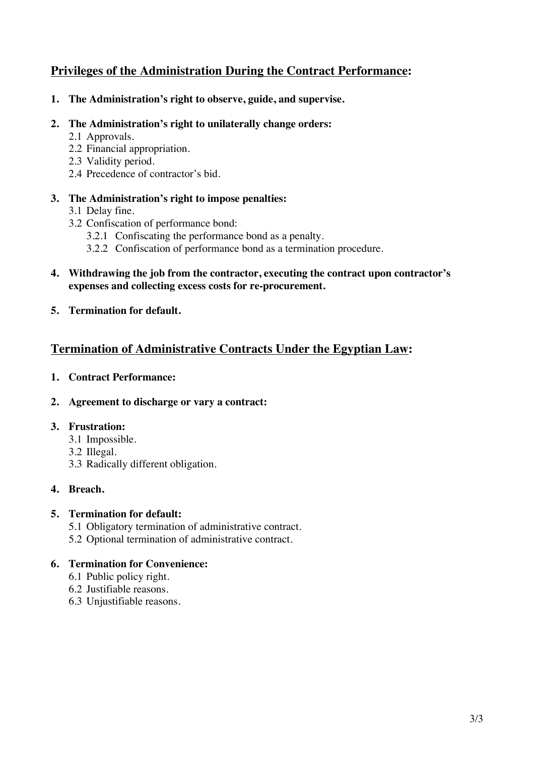## **Privileges of the Administration During the Contract Performance:**

1. **The Administration's right to observe, guide, and supervise.**

2. **The Administration's right to unilaterally change orders:**
   - 2.1 Approvals.
   - 2.2 Financial appropriation.
   - 2.3 Validity period.
   - 2.4 Precedence of contractor's bid.

3. **The Administration's right to impose penalties:**
   - 3.1 Delay fine.
   - 3.2 Confiscation of performance bond:
     - 3.2.1 Confiscating the performance bond as a penalty.
     - 3.2.2 Confiscation of performance bond as a termination procedure.

4. **Withdrawing the job from the contractor, executing the contract upon contractor's expenses and collecting excess costs for re-procurement.**

5. **Termination for default.**

## **Termination of Administrative Contracts Under the Egyptian Law:**

1. **Contract Performance:**

2. **Agreement to discharge or vary a contract:**

3. **Frustration:**
   - 3.1 Impossible.
   - 3.2 Illegal.
   - 3.3 Radically different obligation.

4. **Breach.**

5. **Termination for default:**
   - 5.1 Obligatory termination of administrative contract.
   - 5.2 Optional termination of administrative contract.

6. **Termination for Convenience:**
   - 6.1 Public policy right.
   - 6.2 Justifiable reasons.
   - 6.3 Unjustifiable reasons.